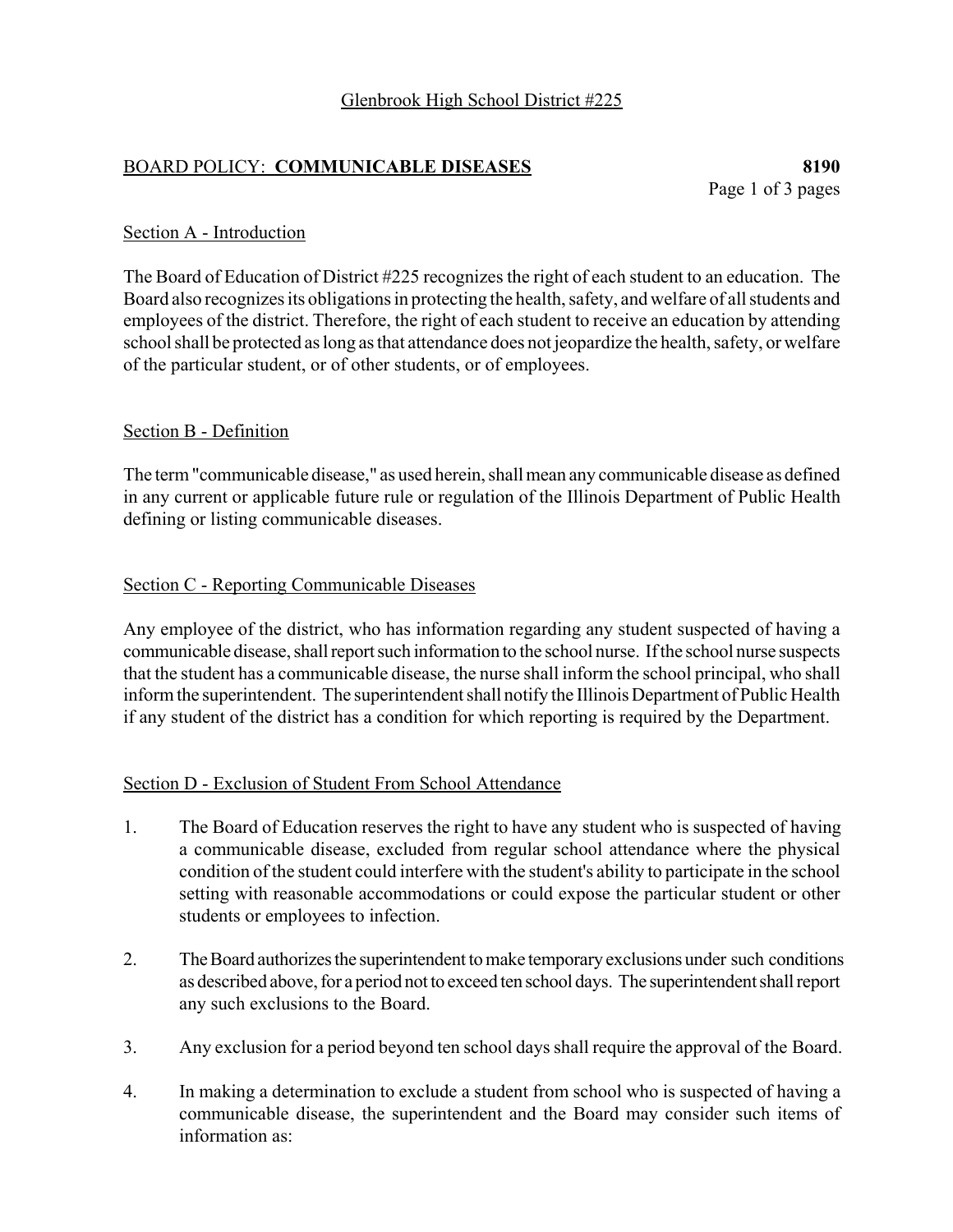Glenbrook High School District #225

# BOARD POLICY: **COMMUNICABLE DISEASES** **8190**

## Section A - Introduction

The Board of Education of District #225 recognizes the right of each student to an education. The Board also recognizes its obligations in protecting the health, safety, and welfare of all students and employees of the district. Therefore, the right of each student to receive an education by attending school shall be protected as long as that attendance does not jeopardize the health, safety, or welfare of the particular student, or of other students, or of employees.

## Section B - Definition

The term "communicable disease," as used herein, shall mean any communicable disease as defined in any current or applicable future rule or regulation of the Illinois Department of Public Health defining or listing communicable diseases.

## Section C - Reporting Communicable Diseases

Any employee of the district, who has information regarding any student suspected of having a communicable disease, shall report such information to the school nurse. If the school nurse suspects that the student has a communicable disease, the nurse shall inform the school principal, who shall inform the superintendent. The superintendent shall notify the Illinois Department of Public Health if any student of the district has a condition for which reporting is required by the Department.

## Section D - Exclusion of Student From School Attendance

1. The Board of Education reserves the right to have any student who is suspected of having a communicable disease, excluded from regular school attendance where the physical condition of the student could interfere with the student's ability to participate in the school setting with reasonable accommodations or could expose the particular student or other students or employees to infection.

2. The Board authorizes the superintendent to make temporary exclusions under such conditions as described above, for a period not to exceed ten school days. The superintendent shall report any such exclusions to the Board.

3. Any exclusion for a period beyond ten school days shall require the approval of the Board.

4. In making a determination to exclude a student from school who is suspected of having a communicable disease, the superintendent and the Board may consider such items of information as: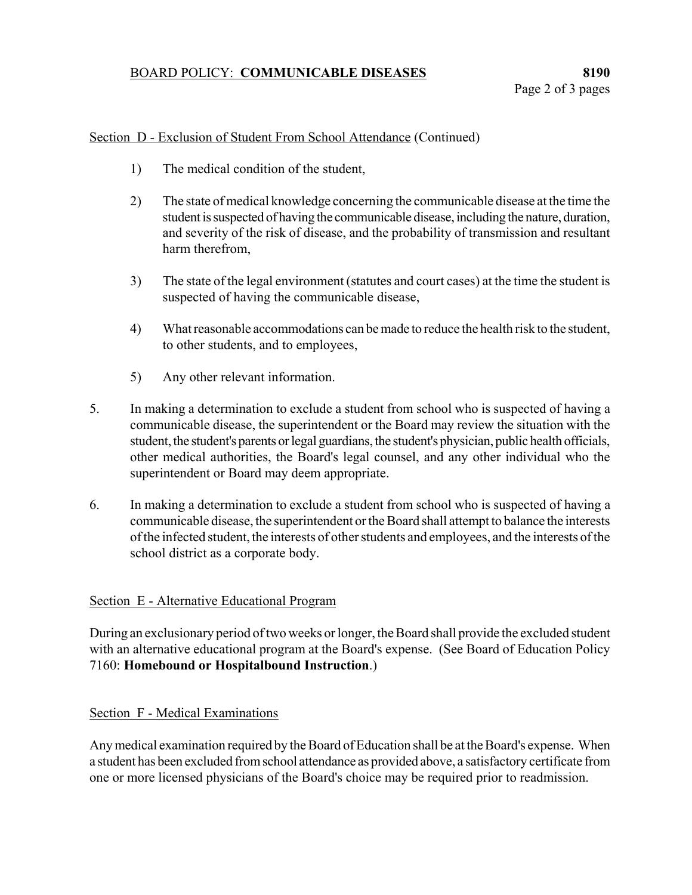Section D - Exclusion of Student From School Attendance (Continued)

1) The medical condition of the student,

2) The state of medical knowledge concerning the communicable disease at the time the student is suspected of having the communicable disease, including the nature, duration, and severity of the risk of disease, and the probability of transmission and resultant harm therefrom,

3) The state of the legal environment (statutes and court cases) at the time the student is suspected of having the communicable disease,

4) What reasonable accommodations can be made to reduce the health risk to the student, to other students, and to employees,

5) Any other relevant information.

5. In making a determination to exclude a student from school who is suspected of having a communicable disease, the superintendent or the Board may review the situation with the student, the student's parents or legal guardians, the student's physician, public health officials, other medical authorities, the Board's legal counsel, and any other individual who the superintendent or Board may deem appropriate.

6. In making a determination to exclude a student from school who is suspected of having a communicable disease, the superintendent or the Board shall attempt to balance the interests of the infected student, the interests of other students and employees, and the interests of the school district as a corporate body.

Section E - Alternative Educational Program

During an exclusionary period of two weeks or longer, the Board shall provide the excluded student with an alternative educational program at the Board's expense. (See Board of Education Policy 7160: **Homebound or Hospitalbound Instruction**.)

Section F - Medical Examinations

Any medical examination required by the Board of Education shall be at the Board's expense. When a student has been excluded from school attendance as provided above, a satisfactory certificate from one or more licensed physicians of the Board's choice may be required prior to readmission.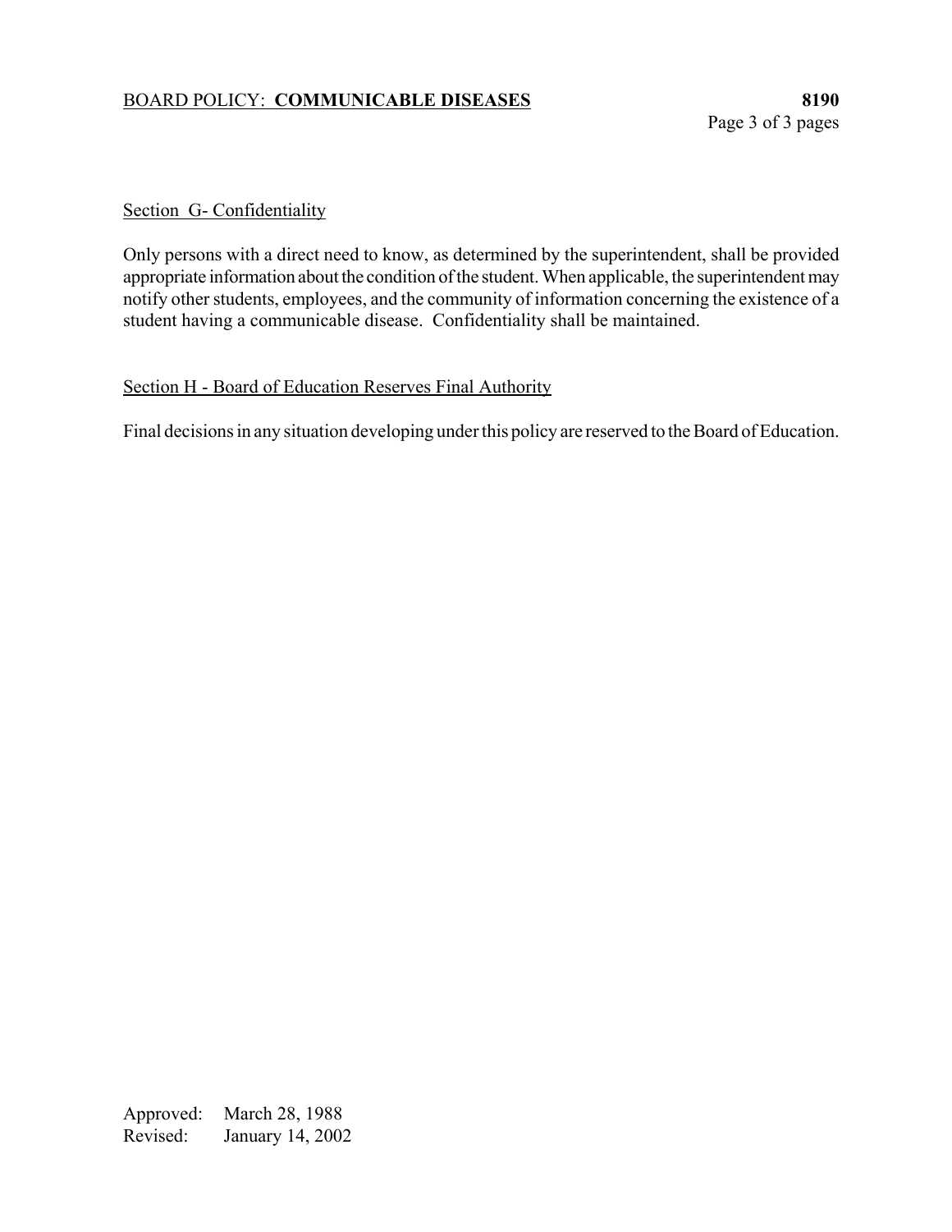## Section G- Confidentiality

Only persons with a direct need to know, as determined by the superintendent, shall be provided appropriate information about the condition of the student. When applicable, the superintendent may notify other students, employees, and the community of information concerning the existence of a student having a communicable disease. Confidentiality shall be maintained.

## Section H - Board of Education Reserves Final Authority

Final decisions in any situation developing under this policy are reserved to the Board of Education.

Approved: March 28, 1988
Revised: January 14, 2002